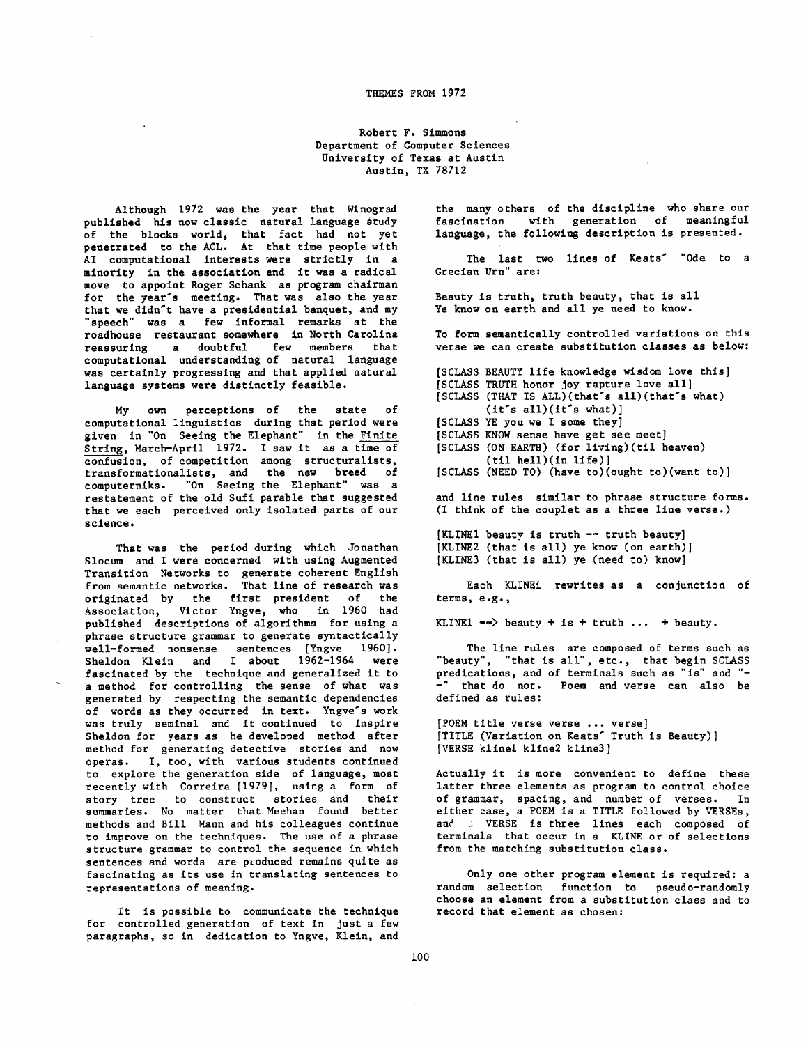# THEMES FROM 1972

Robert F. Simmons
Department of Computer Sciences
University of Texas at Austin
Austin, TX 78712

Although 1972 was the year that Winograd published his now classic natural language study of the blocks world, that fact had not yet penetrated to the ACL. At that time people with AI computational interests were strictly in a minority in the association and it was a radical move to appoint Roger Schank as program chairman for the year's meeting. That was also the year that we didn't have a presidential banquet, and my "speech" was a few informal remarks at the roadhouse restaurant somewhere in North Carolina reassuring a doubtful few members that computational understanding of natural language was certainly progressing and that applied natural language systems were distinctly feasible.

My own perceptions of the state of computational linguistics during that period were given in "On Seeing the Elephant" in the *Finite String*, March-April 1972. I saw it as a time of confusion, of competition among structuralists, transformationalists, and the new breed of computerniks. "On Seeing the Elephant" was a restatement of the old Sufi parable that suggested that we each perceived only isolated parts of our science.

That was the period during which Jonathan Slocum and I were concerned with using Augmented Transition Networks to generate coherent English from semantic networks. That line of research was originated by the first president of the Association, Victor Yngve, who in 1960 had published descriptions of algorithms for using a phrase structure grammar to generate syntactically well-formed nonsense sentences [Yngve 1960]. Sheldon Klein and I about 1962-1964 were fascinated by the technique and generalized it to a method for controlling the sense of what was generated by respecting the semantic dependencies of words as they occurred in text. Yngve's work was truly seminal and it continued to inspire Sheldon for years as he developed method after method for generating detective stories and now operas. I, too, with various students continued to explore the generation side of language, most recently with Correira [1979], using a form of story tree to construct stories and their summaries. No matter that Meehan found better methods and Bill Mann and his colleagues continue to improve on the techniques. The use of a phrase structure grammar to control the sequence in which sentences and words are produced remains quite as fascinating as its use in translating sentences to representations of meaning.

It is possible to communicate the technique for controlled generation of text in just a few paragraphs, so in dedication to Yngve, Klein, and the many others of the discipline who share our fascination with generation of meaningful language, the following description is presented.

The last two lines of Keats' "Ode to a Grecian Urn" are:

Beauty is truth, truth beauty, that is all
Ye know on earth and all ye need to know.

To form semantically controlled variations on this verse we can create substitution classes as below:

```
[SCLASS BEAUTY life knowledge wisdom love this]
[SCLASS TRUTH honor joy rapture love all]
[SCLASS (THAT IS ALL)(that's all)(that's what)
        (it's all)(it's what)]
[SCLASS YE you we I some they]
[SCLASS KNOW sense have get see meet]
[SCLASS (ON EARTH) (for living)(til heaven)
        (til hell)(in life)]
[SCLASS (NEED TO) (have to)(ought to)(want to)]
```

and line rules similar to phrase structure forms. (I think of the couplet as a three line verse.)

```
[KLINE1 beauty is truth -- truth beauty]
[KLINE2 (that is all) ye know (on earth)]
[KLINE3 (that is all) ye (need to) know]
```

Each KLINEi rewrites as a conjunction of terms, e.g.,

KLINE1 --> beauty + is + truth ... + beauty.

The line rules are composed of terms such as "beauty", "that is all", etc., that begin SCLASS predications, and of terminals such as "is" and "--" that do not. Poem and verse can also be defined as rules:

```
[POEM title verse verse ... verse]
[TITLE (Variation on Keats' Truth is Beauty)]
[VERSE kline1 kline2 kline3]
```

Actually it is more convenient to define these latter three elements as program to control choice of grammar, spacing, and number of verses. In either case, a POEM is a TITLE followed by VERSEs, and a VERSE is three lines each composed of terminals that occur in a KLINE or of selections from the matching substitution class.

Only one other program element is required: a random selection function to pseudo-randomly choose an element from a substitution class and to record that element as chosen: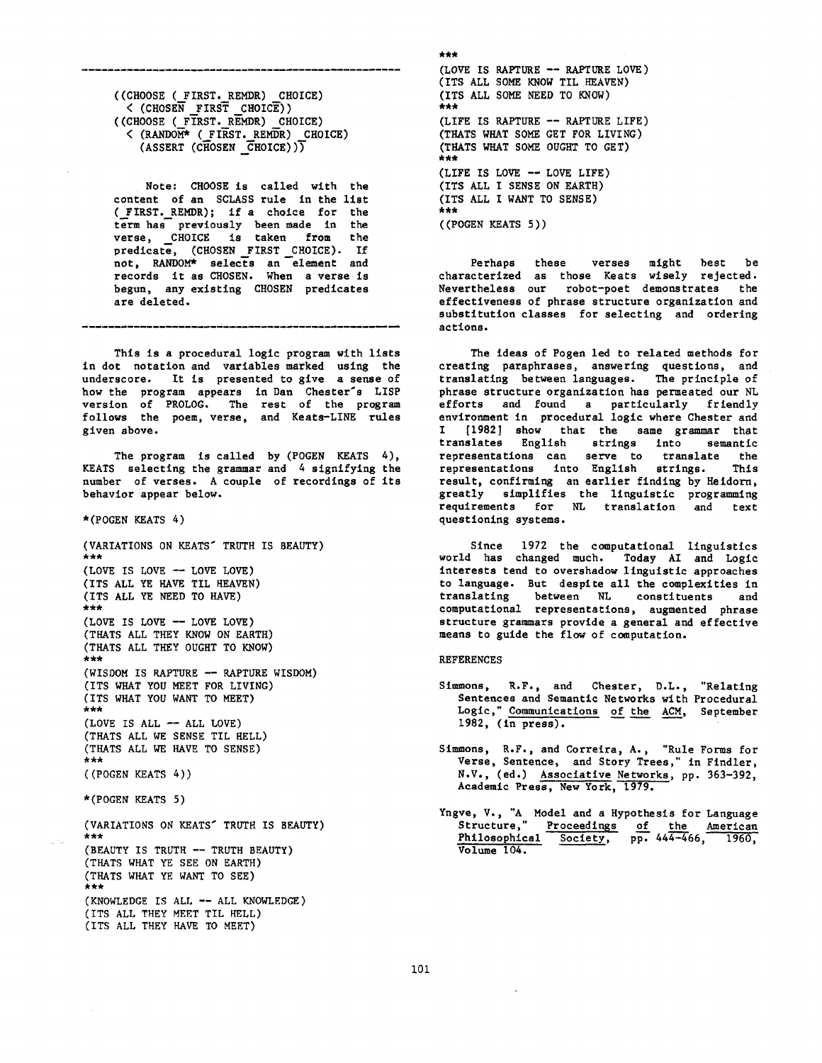---

```
((CHOOSE (_FIRST._REMDR) _CHOICE)
  < (CHOSEN _FIRST _CHOICE))
((CHOOSE (_FIRST._REMDR) _CHOICE)
  < (RANDOM* (_FIRST._REMDR) _CHOICE)
    (ASSERT (CHOSEN _CHOICE)))
```

Note: CHOOSE is called with the content of an SCLASS rule in the list (_FIRST._REMDR); if a choice for the term has previously been made in the verse, _CHOICE is taken from the predicate, (CHOSEN _FIRST _CHOICE). If not, RANDOM* selects an element and records it as CHOSEN. When a verse is begun, any existing CHOSEN predicates are deleted.

---

This is a procedural logic program with lists in dot notation and variables marked using the underscore. It is presented to give a sense of how the program appears in Dan Chester's LISP version of PROLOG. The rest of the program follows the poem, verse, and Keats-LINE rules given above.

The program is called by (POGEN KEATS 4), KEATS selecting the grammar and 4 signifying the number of verses. A couple of recordings of its behavior appear below.

```
*(POGEN KEATS 4)

(VARIATIONS ON KEATS' TRUTH IS BEAUTY)
***
(LOVE IS LOVE -- LOVE LOVE)
(ITS ALL YE HAVE TIL HEAVEN)
(ITS ALL YE NEED TO HAVE)
***
(LOVE IS LOVE -- LOVE LOVE)
(THATS ALL THEY KNOW ON EARTH)
(THATS ALL THEY OUGHT TO KNOW)
***
(WISDOM IS RAPTURE -- RAPTURE WISDOM)
(ITS WHAT YOU MEET FOR LIVING)
(ITS WHAT YOU WANT TO MEET)
***
(LOVE IS ALL -- ALL LOVE)
(THATS ALL WE SENSE TIL HELL)
(THATS ALL WE HAVE TO SENSE)
***
((POGEN KEATS 4))

*(POGEN KEATS 5)

(VARIATIONS ON KEATS' TRUTH IS BEAUTY)
***
(BEAUTY IS TRUTH -- TRUTH BEAUTY)
(THATS WHAT YE SEE ON EARTH)
(THATS WHAT YE WANT TO SEE)
***
(KNOWLEDGE IS ALL -- ALL KNOWLEDGE)
(ITS ALL THEY MEET TIL HELL)
(ITS ALL THEY HAVE TO MEET)
***
(LOVE IS RAPTURE -- RAPTURE LOVE)
(ITS ALL SOME KNOW TIL HEAVEN)
(ITS ALL SOME NEED TO KNOW)
***
(LIFE IS RAPTURE -- RAPTURE LIFE)
(THATS WHAT SOME GET FOR LIVING)
(THATS WHAT SOME OUGHT TO GET)
***
(LIFE IS LOVE -- LOVE LIFE)
(ITS ALL I SENSE ON EARTH)
(ITS ALL I WANT TO SENSE)
***
((POGEN KEATS 5))
```

Perhaps these verses might best be characterized as those Keats wisely rejected. Nevertheless our robot-poet demonstrates the effectiveness of phrase structure organization and substitution classes for selecting and ordering actions.

The ideas of Pogen led to related methods for creating paraphrases, answering questions, and translating between languages. The principle of phrase structure organization has permeated our NL efforts and found a particularly friendly environment in procedural logic where Chester and I [1982] show that the same grammar that translates English strings into semantic representations can serve to translate the representations into English strings. This result, confirming an earlier finding by Heidorn, greatly simplifies the linguistic programming requirements for NL translation and text questioning systems.

Since 1972 the computational linguistics world has changed much. Today AI and Logic interests tend to overshadow linguistic approaches to language. But despite all the complexities in translating between NL constituents and computational representations, augmented phrase structure grammars provide a general and effective means to guide the flow of computation.

## REFERENCES

Simmons, R.F., and Chester, D.L., "Relating Sentences and Semantic Networks with Procedural Logic," Communications of the ACM, September 1982, (in press).

Simmons, R.F., and Correira, A., "Rule Forms for Verse, Sentence, and Story Trees," in Findler, N.V., (ed.) Associative Networks, pp. 363-392, Academic Press, New York, 1979.

Yngve, V., "A Model and a Hypothesis for Language Structure," Proceedings of the American Philosophical Society, pp. 444-466, 1960, Volume 104.